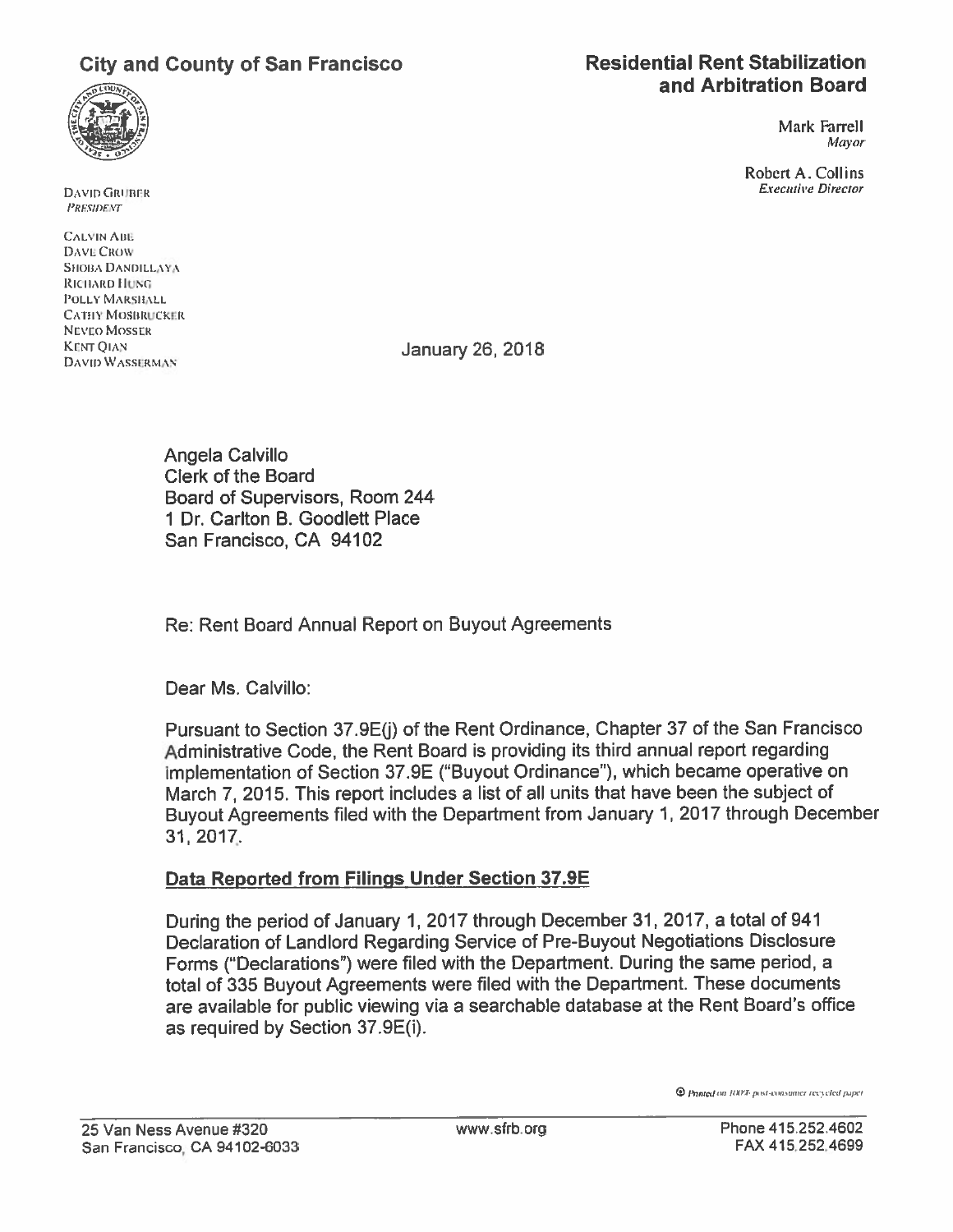**City and County of San Francisco**

**Residential Rent Stabilization and Arbitration Board**

Mark Farrell
*Mayor*

Robert A. Collins
*Executive Director*

DAVID GRUBER
*PRESIDENT*

CALVIN ABE
DAVE CROW
SHOBA DANDILLAYA
RICHARD HUNG
POLLY MARSHALL
CATHY MOSBRUCKER
NEVEO MOSSER
KENT QIAN
DAVID WASSERMAN

January 26, 2018

Angela Calvillo
Clerk of the Board
Board of Supervisors, Room 244
1 Dr. Carlton B. Goodlett Place
San Francisco, CA 94102

Re: Rent Board Annual Report on Buyout Agreements

Dear Ms. Calvillo:

Pursuant to Section 37.9E(j) of the Rent Ordinance, Chapter 37 of the San Francisco Administrative Code, the Rent Board is providing its third annual report regarding implementation of Section 37.9E ("Buyout Ordinance"), which became operative on March 7, 2015. This report includes a list of all units that have been the subject of Buyout Agreements filed with the Department from January 1, 2017 through December 31, 2017.

**Data Reported from Filings Under Section 37.9E**

During the period of January 1, 2017 through December 31, 2017, a total of 941 Declaration of Landlord Regarding Service of Pre-Buyout Negotiations Disclosure Forms ("Declarations") were filed with the Department. During the same period, a total of 335 Buyout Agreements were filed with the Department. These documents are available for public viewing via a searchable database at the Rent Board's office as required by Section 37.9E(i).

Printed on 100% post-consumer recycled paper

25 Van Ness Avenue #320
San Francisco, CA 94102-6033

www.sfrb.org

Phone 415.252.4602
FAX 415.252.4699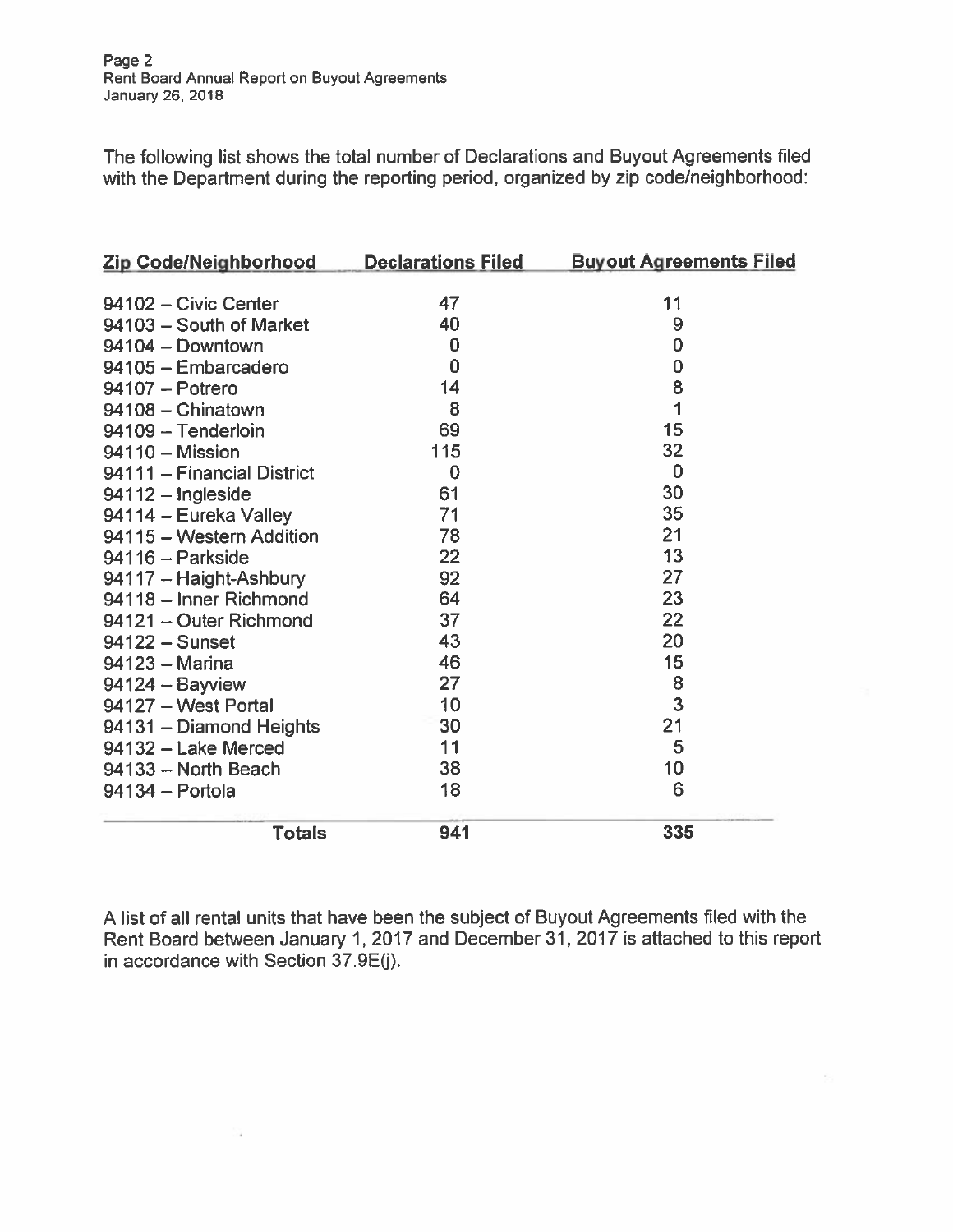The following list shows the total number of Declarations and Buyout Agreements filed with the Department during the reporting period, organized by zip code/neighborhood:

| Zip Code/Neighborhood | Declarations Filed | Buyout Agreements Filed |
|---|---|---|
| 94102 – Civic Center | 47 | 11 |
| 94103 – South of Market | 40 | 9 |
| 94104 – Downtown | 0 | 0 |
| 94105 – Embarcadero | 0 | 0 |
| 94107 – Potrero | 14 | 8 |
| 94108 – Chinatown | 8 | 1 |
| 94109 – Tenderloin | 69 | 15 |
| 94110 – Mission | 115 | 32 |
| 94111 – Financial District | 0 | 0 |
| 94112 – Ingleside | 61 | 30 |
| 94114 – Eureka Valley | 71 | 35 |
| 94115 – Western Addition | 78 | 21 |
| 94116 – Parkside | 22 | 13 |
| 94117 – Haight-Ashbury | 92 | 27 |
| 94118 – Inner Richmond | 64 | 23 |
| 94121 – Outer Richmond | 37 | 22 |
| 94122 – Sunset | 43 | 20 |
| 94123 – Marina | 46 | 15 |
| 94124 – Bayview | 27 | 8 |
| 94127 – West Portal | 10 | 3 |
| 94131 – Diamond Heights | 30 | 21 |
| 94132 – Lake Merced | 11 | 5 |
| 94133 – North Beach | 38 | 10 |
| 94134 – Portola | 18 | 6 |
| **Totals** | **941** | **335** |

A list of all rental units that have been the subject of Buyout Agreements filed with the Rent Board between January 1, 2017 and December 31, 2017 is attached to this report in accordance with Section 37.9E(j).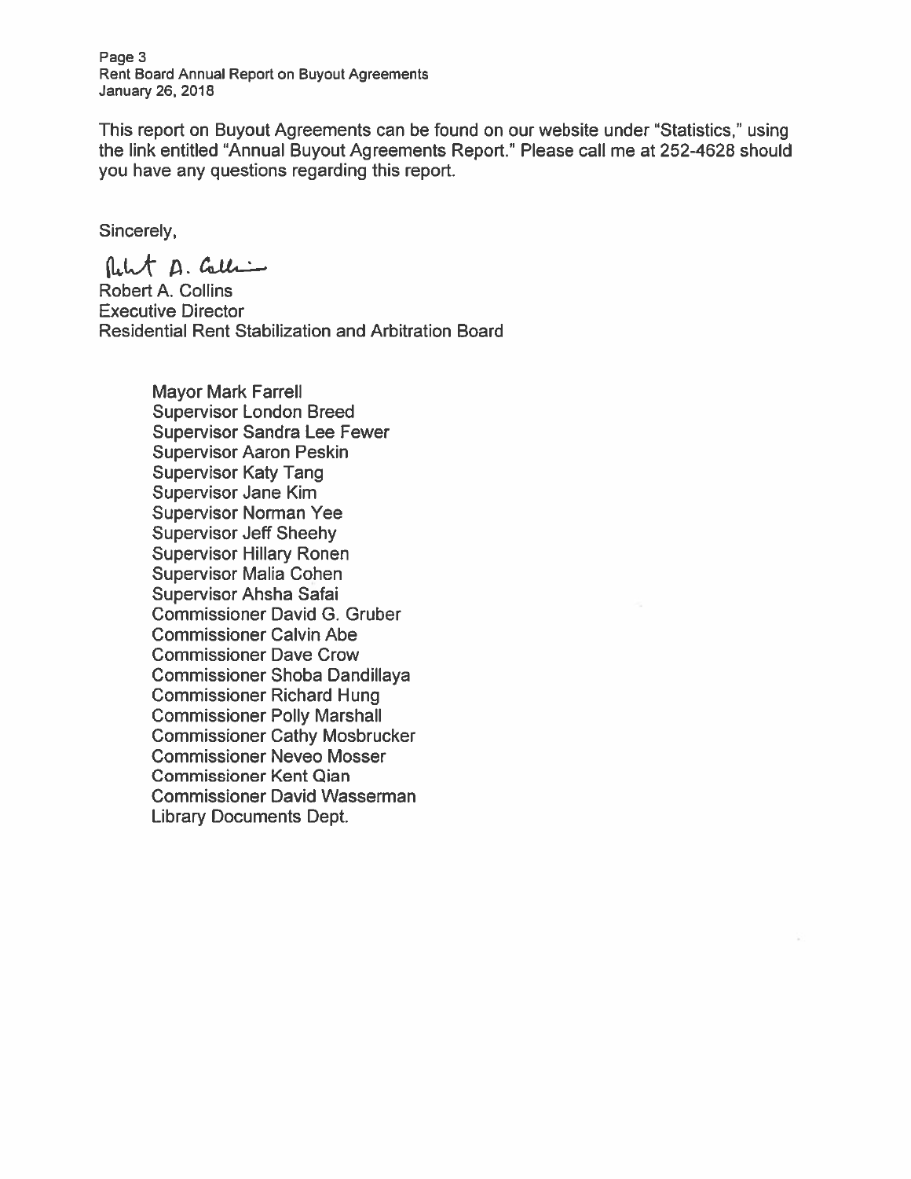This report on Buyout Agreements can be found on our website under "Statistics," using the link entitled "Annual Buyout Agreements Report." Please call me at 252-4628 should you have any questions regarding this report.

Sincerely,

Robert A. Collins
Executive Director
Residential Rent Stabilization and Arbitration Board

Mayor Mark Farrell
Supervisor London Breed
Supervisor Sandra Lee Fewer
Supervisor Aaron Peskin
Supervisor Katy Tang
Supervisor Jane Kim
Supervisor Norman Yee
Supervisor Jeff Sheehy
Supervisor Hillary Ronen
Supervisor Malia Cohen
Supervisor Ahsha Safai
Commissioner David G. Gruber
Commissioner Calvin Abe
Commissioner Dave Crow
Commissioner Shoba Dandillaya
Commissioner Richard Hung
Commissioner Polly Marshall
Commissioner Cathy Mosbrucker
Commissioner Neveo Mosser
Commissioner Kent Qian
Commissioner David Wasserman
Library Documents Dept.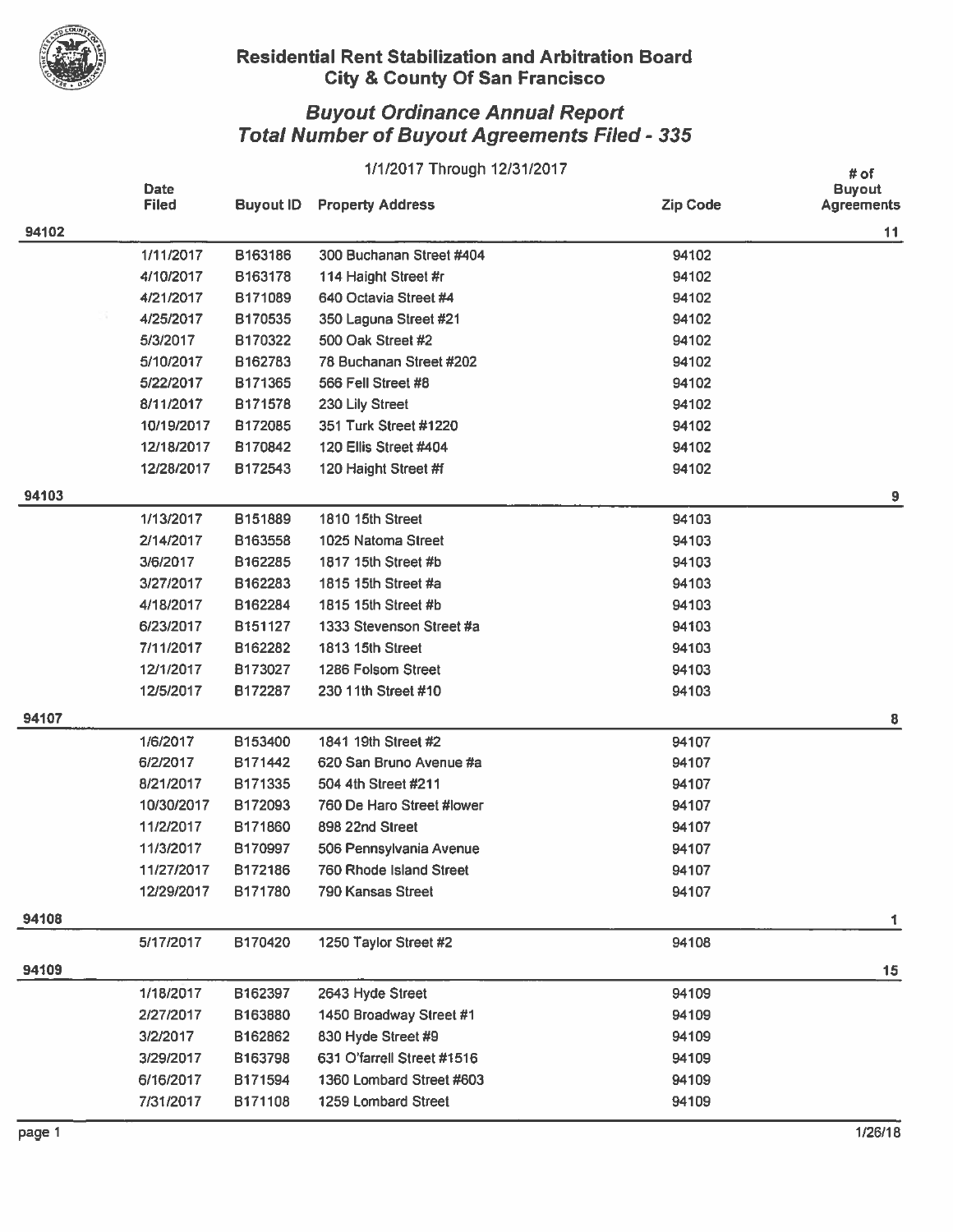## Residential Rent Stabilization and Arbitration Board
## City & County Of San Francisco

### *Buyout Ordinance Annual Report*
### *Total Number of Buyout Agreements Filed - 335*

1/1/2017 Through 12/31/2017

| | Date Filed | Buyout ID | Property Address | Zip Code | # of Buyout Agreements |
|---|---|---|---|---|---|
| **94102** | | | | | **11** |
| | 1/11/2017 | B163186 | 300 Buchanan Street #404 | 94102 | |
| | 4/10/2017 | B163178 | 114 Haight Street #r | 94102 | |
| | 4/21/2017 | B171089 | 640 Octavia Street #4 | 94102 | |
| | 4/25/2017 | B170535 | 350 Laguna Street #21 | 94102 | |
| | 5/3/2017 | B170322 | 500 Oak Street #2 | 94102 | |
| | 5/10/2017 | B162783 | 78 Buchanan Street #202 | 94102 | |
| | 5/22/2017 | B171365 | 566 Fell Street #8 | 94102 | |
| | 8/11/2017 | B171578 | 230 Lily Street | 94102 | |
| | 10/19/2017 | B172085 | 351 Turk Street #1220 | 94102 | |
| | 12/18/2017 | B170842 | 120 Ellis Street #404 | 94102 | |
| | 12/28/2017 | B172543 | 120 Haight Street #f | 94102 | |
| **94103** | | | | | **9** |
| | 1/13/2017 | B151889 | 1810 15th Street | 94103 | |
| | 2/14/2017 | B163558 | 1025 Natoma Street | 94103 | |
| | 3/6/2017 | B162285 | 1817 15th Street #b | 94103 | |
| | 3/27/2017 | B162283 | 1815 15th Street #a | 94103 | |
| | 4/18/2017 | B162284 | 1815 15th Street #b | 94103 | |
| | 6/23/2017 | B151127 | 1333 Stevenson Street #a | 94103 | |
| | 7/11/2017 | B162282 | 1813 15th Street | 94103 | |
| | 12/1/2017 | B173027 | 1286 Folsom Street | 94103 | |
| | 12/5/2017 | B172287 | 230 11th Street #10 | 94103 | |
| **94107** | | | | | **8** |
| | 1/6/2017 | B153400 | 1841 19th Street #2 | 94107 | |
| | 6/2/2017 | B171442 | 620 San Bruno Avenue #a | 94107 | |
| | 8/21/2017 | B171335 | 504 4th Street #211 | 94107 | |
| | 10/30/2017 | B172093 | 760 De Haro Street #lower | 94107 | |
| | 11/2/2017 | B171860 | 898 22nd Street | 94107 | |
| | 11/3/2017 | B170997 | 506 Pennsylvania Avenue | 94107 | |
| | 11/27/2017 | B172186 | 760 Rhode Island Street | 94107 | |
| | 12/29/2017 | B171780 | 790 Kansas Street | 94107 | |
| **94108** | | | | | **1** |
| | 5/17/2017 | B170420 | 1250 Taylor Street #2 | 94108 | |
| **94109** | | | | | **15** |
| | 1/18/2017 | B162397 | 2643 Hyde Street | 94109 | |
| | 2/27/2017 | B163880 | 1450 Broadway Street #1 | 94109 | |
| | 3/2/2017 | B162862 | 830 Hyde Street #9 | 94109 | |
| | 3/29/2017 | B163798 | 631 O'farrell Street #1516 | 94109 | |
| | 6/16/2017 | B171594 | 1360 Lombard Street #603 | 94109 | |
| | 7/31/2017 | B171108 | 1259 Lombard Street | 94109 | |

1/26/18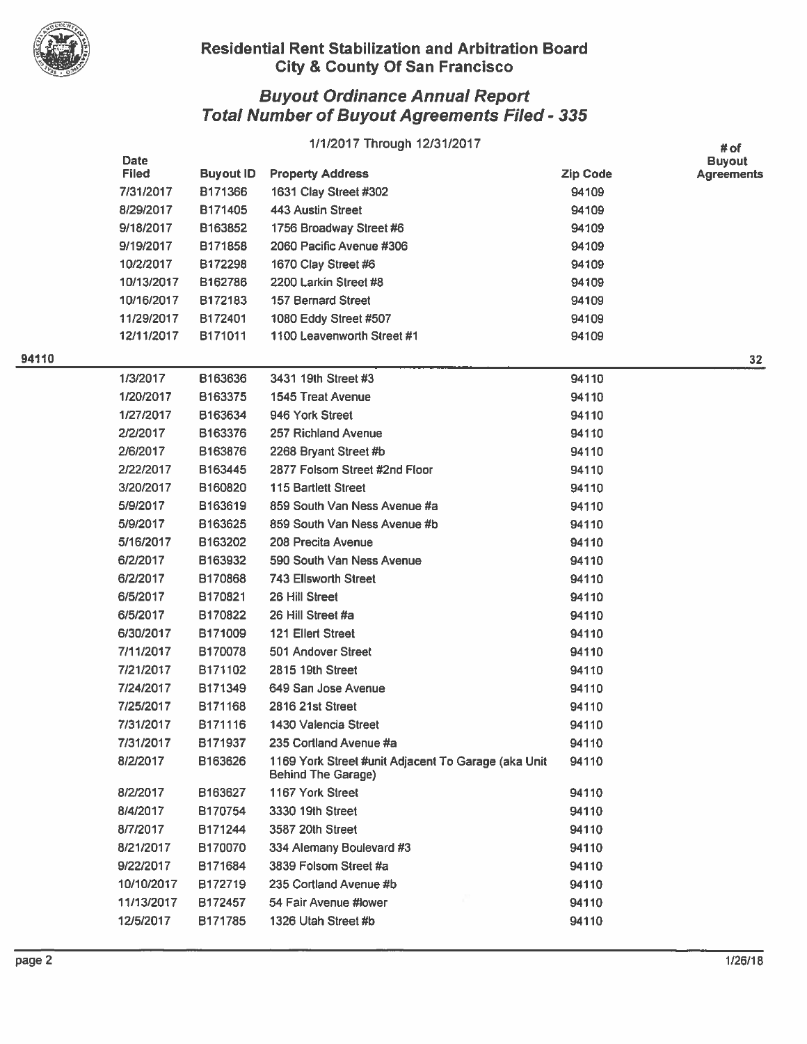## Residential Rent Stabilization and Arbitration Board
## City & County Of San Francisco

### *Buyout Ordinance Annual Report*
### *Total Number of Buyout Agreements Filed - 335*

1/1/2017 Through 12/31/2017

| | Date Filed | Buyout ID | Property Address | Zip Code | # of Buyout Agreements |
|---|---|---|---|---|---|
| | 7/31/2017 | B171366 | 1631 Clay Street #302 | 94109 | |
| | 8/29/2017 | B171405 | 443 Austin Street | 94109 | |
| | 9/18/2017 | B163852 | 1756 Broadway Street #6 | 94109 | |
| | 9/19/2017 | B171858 | 2060 Pacific Avenue #306 | 94109 | |
| | 10/2/2017 | B172298 | 1670 Clay Street #6 | 94109 | |
| | 10/13/2017 | B162786 | 2200 Larkin Street #8 | 94109 | |
| | 10/16/2017 | B172183 | 157 Bernard Street | 94109 | |
| | 11/29/2017 | B172401 | 1080 Eddy Street #507 | 94109 | |
| | 12/11/2017 | B171011 | 1100 Leavenworth Street #1 | 94109 | |
| **94110** | | | | | **32** |
| | 1/3/2017 | B163636 | 3431 19th Street #3 | 94110 | |
| | 1/20/2017 | B163375 | 1545 Treat Avenue | 94110 | |
| | 1/27/2017 | B163634 | 946 York Street | 94110 | |
| | 2/2/2017 | B163376 | 257 Richland Avenue | 94110 | |
| | 2/6/2017 | B163876 | 2268 Bryant Street #b | 94110 | |
| | 2/22/2017 | B163445 | 2877 Folsom Street #2nd Floor | 94110 | |
| | 3/20/2017 | B160820 | 115 Bartlett Street | 94110 | |
| | 5/9/2017 | B163619 | 859 South Van Ness Avenue #a | 94110 | |
| | 5/9/2017 | B163625 | 859 South Van Ness Avenue #b | 94110 | |
| | 5/16/2017 | B163202 | 208 Precita Avenue | 94110 | |
| | 6/2/2017 | B163932 | 590 South Van Ness Avenue | 94110 | |
| | 6/2/2017 | B170868 | 743 Ellsworth Street | 94110 | |
| | 6/5/2017 | B170821 | 26 Hill Street | 94110 | |
| | 6/5/2017 | B170822 | 26 Hill Street #a | 94110 | |
| | 6/30/2017 | B171009 | 121 Ellert Street | 94110 | |
| | 7/11/2017 | B170078 | 501 Andover Street | 94110 | |
| | 7/21/2017 | B171102 | 2815 19th Street | 94110 | |
| | 7/24/2017 | B171349 | 649 San Jose Avenue | 94110 | |
| | 7/25/2017 | B171168 | 2816 21st Street | 94110 | |
| | 7/31/2017 | B171116 | 1430 Valencia Street | 94110 | |
| | 7/31/2017 | B171937 | 235 Cortland Avenue #a | 94110 | |
| | 8/2/2017 | B163626 | 1169 York Street #unit Adjacent To Garage (aka Unit Behind The Garage) | 94110 | |
| | 8/2/2017 | B163627 | 1167 York Street | 94110 | |
| | 8/4/2017 | B170754 | 3330 19th Street | 94110 | |
| | 8/7/2017 | B171244 | 3587 20th Street | 94110 | |
| | 8/21/2017 | B170070 | 334 Alemany Boulevard #3 | 94110 | |
| | 9/22/2017 | B171684 | 3839 Folsom Street #a | 94110 | |
| | 10/10/2017 | B172719 | 235 Cortland Avenue #b | 94110 | |
| | 11/13/2017 | B172457 | 54 Fair Avenue #lower | 94110 | |
| | 12/5/2017 | B171785 | 1326 Utah Street #b | 94110 | |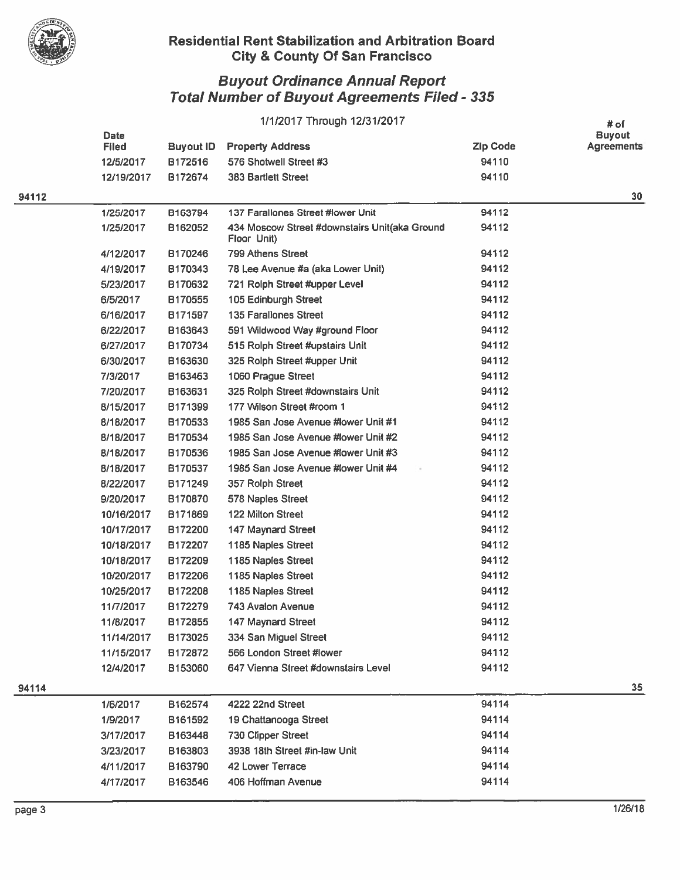# Residential Rent Stabilization and Arbitration Board
## City & County Of San Francisco

## *Buyout Ordinance Annual Report*
## *Total Number of Buyout Agreements Filed - 335*

1/1/2017 Through 12/31/2017

| | Date Filed | Buyout ID | Property Address | Zip Code | # of Buyout Agreements |
|---|---|---|---|---|---|
| | 12/5/2017 | B172516 | 576 Shotwell Street #3 | 94110 | |
| | 12/19/2017 | B172674 | 383 Bartlett Street | 94110 | |
| **94112** | | | | | **30** |
| | 1/25/2017 | B163794 | 137 Farallones Street #lower Unit | 94112 | |
| | 1/25/2017 | B162052 | 434 Moscow Street #downstairs Unit(aka Ground Floor Unit) | 94112 | |
| | 4/12/2017 | B170246 | 799 Athens Street | 94112 | |
| | 4/19/2017 | B170343 | 78 Lee Avenue #a (aka Lower Unit) | 94112 | |
| | 5/23/2017 | B170632 | 721 Rolph Street #upper Level | 94112 | |
| | 6/5/2017 | B170555 | 105 Edinburgh Street | 94112 | |
| | 6/16/2017 | B171597 | 135 Farallones Street | 94112 | |
| | 6/22/2017 | B163643 | 591 Wildwood Way #ground Floor | 94112 | |
| | 6/27/2017 | B170734 | 515 Rolph Street #upstairs Unit | 94112 | |
| | 6/30/2017 | B163630 | 325 Rolph Street #upper Unit | 94112 | |
| | 7/3/2017 | B163463 | 1060 Prague Street | 94112 | |
| | 7/20/2017 | B163631 | 325 Rolph Street #downstairs Unit | 94112 | |
| | 8/15/2017 | B171399 | 177 Wilson Street #room 1 | 94112 | |
| | 8/18/2017 | B170533 | 1985 San Jose Avenue #lower Unit #1 | 94112 | |
| | 8/18/2017 | B170534 | 1985 San Jose Avenue #lower Unit #2 | 94112 | |
| | 8/18/2017 | B170536 | 1985 San Jose Avenue #lower Unit #3 | 94112 | |
| | 8/18/2017 | B170537 | 1985 San Jose Avenue #lower Unit #4 | 94112 | |
| | 8/22/2017 | B171249 | 357 Rolph Street | 94112 | |
| | 9/20/2017 | B170870 | 578 Naples Street | 94112 | |
| | 10/16/2017 | B171869 | 122 Milton Street | 94112 | |
| | 10/17/2017 | B172200 | 147 Maynard Street | 94112 | |
| | 10/18/2017 | B172207 | 1185 Naples Street | 94112 | |
| | 10/18/2017 | B172209 | 1185 Naples Street | 94112 | |
| | 10/20/2017 | B172206 | 1185 Naples Street | 94112 | |
| | 10/25/2017 | B172208 | 1185 Naples Street | 94112 | |
| | 11/7/2017 | B172279 | 743 Avalon Avenue | 94112 | |
| | 11/8/2017 | B172855 | 147 Maynard Street | 94112 | |
| | 11/14/2017 | B173025 | 334 San Miguel Street | 94112 | |
| | 11/15/2017 | B172872 | 566 London Street #lower | 94112 | |
| | 12/4/2017 | B153060 | 647 Vienna Street #downstairs Level | 94112 | |
| **94114** | | | | | **35** |
| | 1/6/2017 | B162574 | 4222 22nd Street | 94114 | |
| | 1/9/2017 | B161592 | 19 Chattanooga Street | 94114 | |
| | 3/17/2017 | B163448 | 730 Clipper Street | 94114 | |
| | 3/23/2017 | B163803 | 3938 18th Street #in-law Unit | 94114 | |
| | 4/11/2017 | B163790 | 42 Lower Terrace | 94114 | |
| | 4/17/2017 | B163546 | 406 Hoffman Avenue | 94114 | |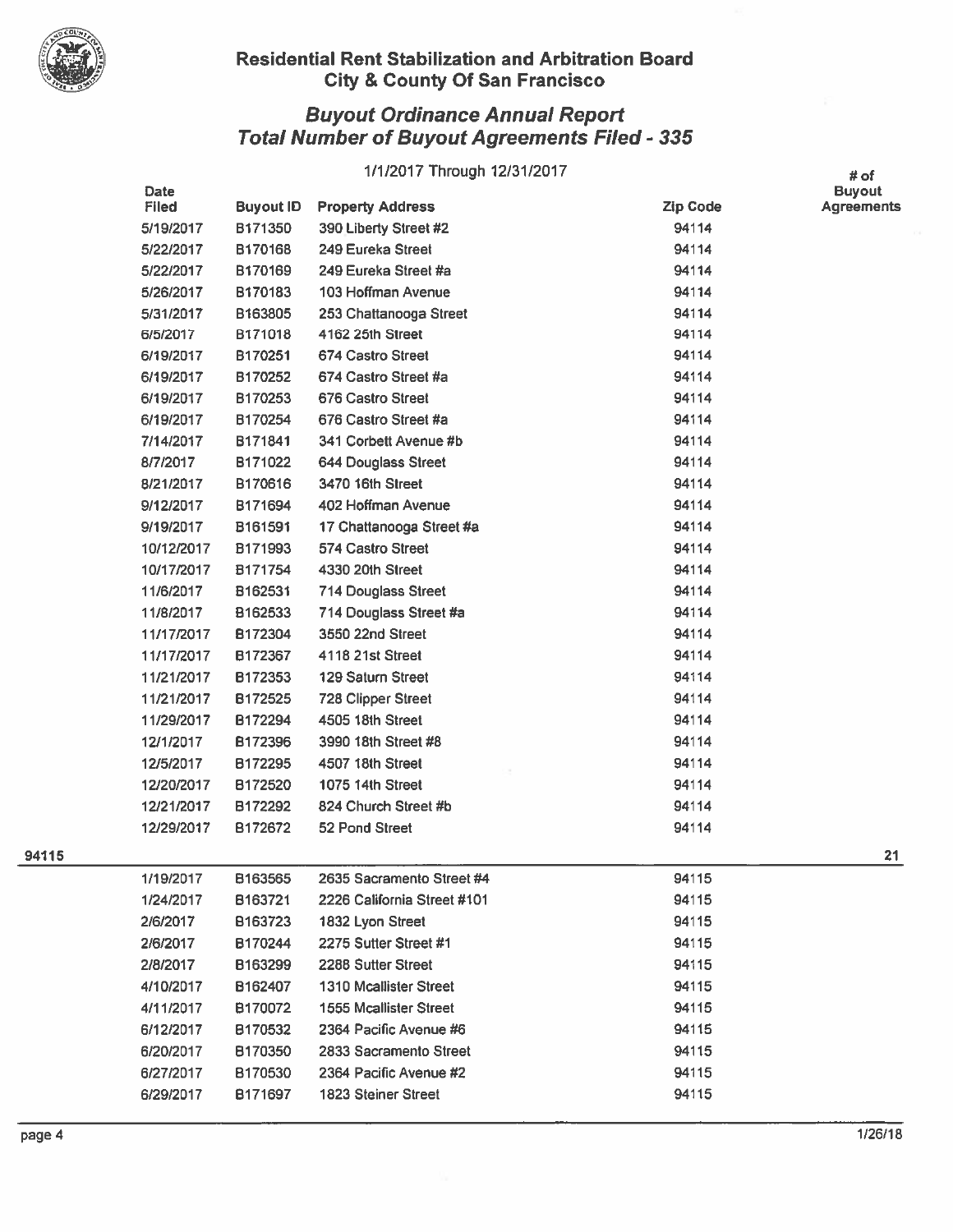## Residential Rent Stabilization and Arbitration Board
## City & County Of San Francisco

### *Buyout Ordinance Annual Report*
### *Total Number of Buyout Agreements Filed - 335*

1/1/2017 Through 12/31/2017

| | Date Filed | Buyout ID | Property Address | Zip Code | # of Buyout Agreements |
|---|---|---|---|---|---|
| | 5/19/2017 | B171350 | 390 Liberty Street #2 | 94114 | |
| | 5/22/2017 | B170168 | 249 Eureka Street | 94114 | |
| | 5/22/2017 | B170169 | 249 Eureka Street #a | 94114 | |
| | 5/26/2017 | B170183 | 103 Hoffman Avenue | 94114 | |
| | 5/31/2017 | B163805 | 253 Chattanooga Street | 94114 | |
| | 6/5/2017 | B171018 | 4162 25th Street | 94114 | |
| | 6/19/2017 | B170251 | 674 Castro Street | 94114 | |
| | 6/19/2017 | B170252 | 674 Castro Street #a | 94114 | |
| | 6/19/2017 | B170253 | 676 Castro Street | 94114 | |
| | 6/19/2017 | B170254 | 676 Castro Street #a | 94114 | |
| | 7/14/2017 | B171841 | 341 Corbett Avenue #b | 94114 | |
| | 8/7/2017 | B171022 | 644 Douglass Street | 94114 | |
| | 8/21/2017 | B170616 | 3470 16th Street | 94114 | |
| | 9/12/2017 | B171694 | 402 Hoffman Avenue | 94114 | |
| | 9/19/2017 | B161591 | 17 Chattanooga Street #a | 94114 | |
| | 10/12/2017 | B171993 | 574 Castro Street | 94114 | |
| | 10/17/2017 | B171754 | 4330 20th Street | 94114 | |
| | 11/6/2017 | B162531 | 714 Douglass Street | 94114 | |
| | 11/8/2017 | B162533 | 714 Douglass Street #a | 94114 | |
| | 11/17/2017 | B172304 | 3550 22nd Street | 94114 | |
| | 11/17/2017 | B172367 | 4118 21st Street | 94114 | |
| | 11/21/2017 | B172353 | 129 Saturn Street | 94114 | |
| | 11/21/2017 | B172525 | 728 Clipper Street | 94114 | |
| | 11/29/2017 | B172294 | 4505 18th Street | 94114 | |
| | 12/1/2017 | B172396 | 3990 18th Street #8 | 94114 | |
| | 12/5/2017 | B172295 | 4507 18th Street | 94114 | |
| | 12/20/2017 | B172520 | 1075 14th Street | 94114 | |
| | 12/21/2017 | B172292 | 824 Church Street #b | 94114 | |
| | 12/29/2017 | B172672 | 52 Pond Street | 94114 | |
| **94115** | | | | | **21** |
| | 1/19/2017 | B163565 | 2635 Sacramento Street #4 | 94115 | |
| | 1/24/2017 | B163721 | 2226 California Street #101 | 94115 | |
| | 2/6/2017 | B163723 | 1832 Lyon Street | 94115 | |
| | 2/6/2017 | B170244 | 2275 Sutter Street #1 | 94115 | |
| | 2/8/2017 | B163299 | 2288 Sutter Street | 94115 | |
| | 4/10/2017 | B162407 | 1310 Mcallister Street | 94115 | |
| | 4/11/2017 | B170072 | 1555 Mcallister Street | 94115 | |
| | 6/12/2017 | B170532 | 2364 Pacific Avenue #6 | 94115 | |
| | 6/20/2017 | B170350 | 2833 Sacramento Street | 94115 | |
| | 6/27/2017 | B170530 | 2364 Pacific Avenue #2 | 94115 | |
| | 6/29/2017 | B171697 | 1823 Steiner Street | 94115 | |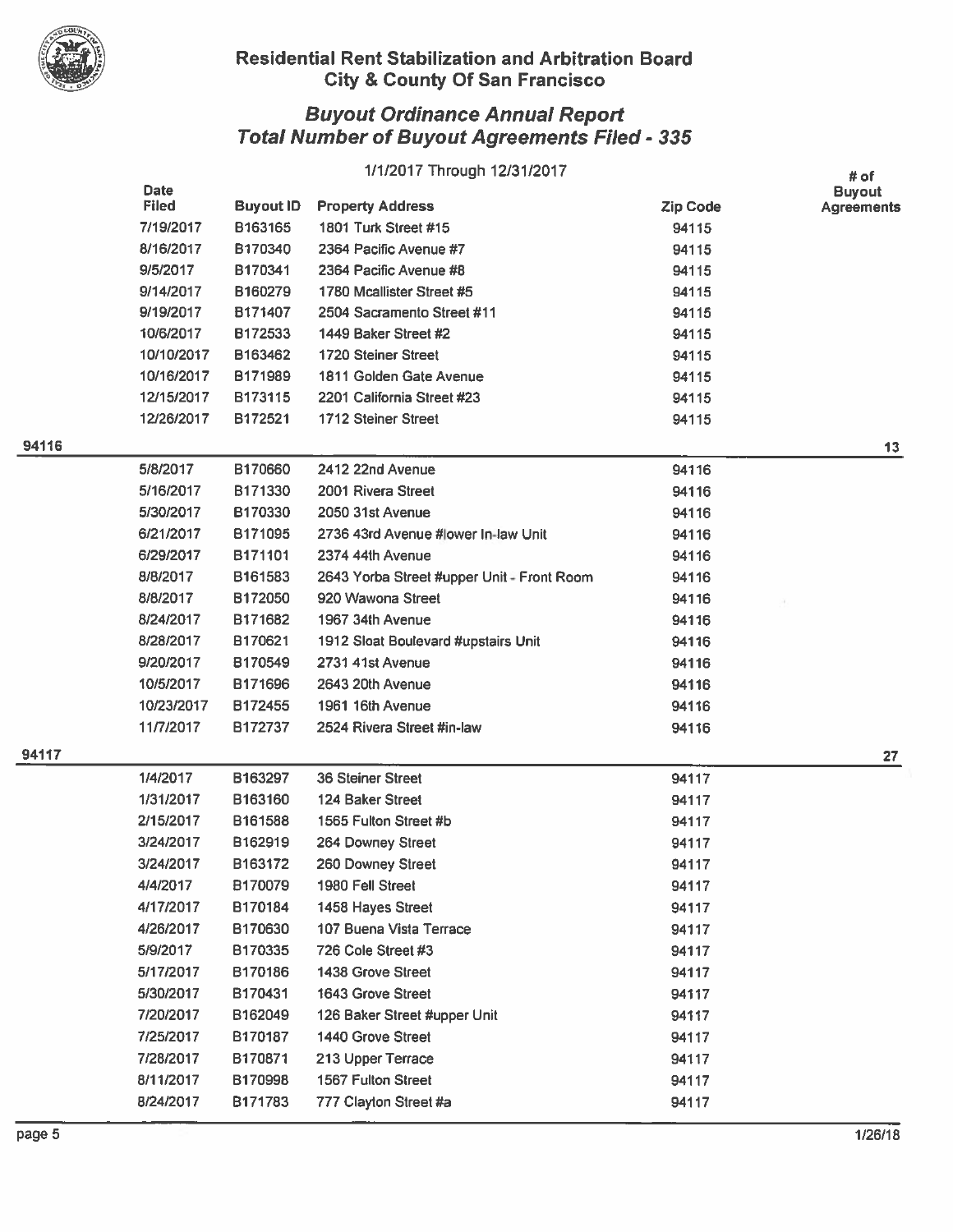## Residential Rent Stabilization and Arbitration Board
## City & County Of San Francisco

### *Buyout Ordinance Annual Report*
### *Total Number of Buyout Agreements Filed - 335*

1/1/2017 Through 12/31/2017

| | Date Filed | Buyout ID | Property Address | Zip Code | # of Buyout Agreements |
|---|---|---|---|---|---|
| | 7/19/2017 | B163165 | 1801 Turk Street #15 | 94115 | |
| | 8/16/2017 | B170340 | 2364 Pacific Avenue #7 | 94115 | |
| | 9/5/2017 | B170341 | 2364 Pacific Avenue #8 | 94115 | |
| | 9/14/2017 | B160279 | 1780 Mcallister Street #5 | 94115 | |
| | 9/19/2017 | B171407 | 2504 Sacramento Street #11 | 94115 | |
| | 10/6/2017 | B172533 | 1449 Baker Street #2 | 94115 | |
| | 10/10/2017 | B163462 | 1720 Steiner Street | 94115 | |
| | 10/16/2017 | B171989 | 1811 Golden Gate Avenue | 94115 | |
| | 12/15/2017 | B173115 | 2201 California Street #23 | 94115 | |
| | 12/26/2017 | B172521 | 1712 Steiner Street | 94115 | |
| **94116** | | | | | **13** |
| | 5/8/2017 | B170660 | 2412 22nd Avenue | 94116 | |
| | 5/16/2017 | B171330 | 2001 Rivera Street | 94116 | |
| | 5/30/2017 | B170330 | 2050 31st Avenue | 94116 | |
| | 6/21/2017 | B171095 | 2736 43rd Avenue #lower In-law Unit | 94116 | |
| | 6/29/2017 | B171101 | 2374 44th Avenue | 94116 | |
| | 8/8/2017 | B161583 | 2643 Yorba Street #upper Unit - Front Room | 94116 | |
| | 8/8/2017 | B172050 | 920 Wawona Street | 94116 | |
| | 8/24/2017 | B171682 | 1967 34th Avenue | 94116 | |
| | 8/28/2017 | B170621 | 1912 Sloat Boulevard #upstairs Unit | 94116 | |
| | 9/20/2017 | B170549 | 2731 41st Avenue | 94116 | |
| | 10/5/2017 | B171696 | 2643 20th Avenue | 94116 | |
| | 10/23/2017 | B172455 | 1961 16th Avenue | 94116 | |
| | 11/7/2017 | B172737 | 2524 Rivera Street #in-law | 94116 | |
| **94117** | | | | | **27** |
| | 1/4/2017 | B163297 | 36 Steiner Street | 94117 | |
| | 1/31/2017 | B163160 | 124 Baker Street | 94117 | |
| | 2/15/2017 | B161588 | 1565 Fulton Street #b | 94117 | |
| | 3/24/2017 | B162919 | 264 Downey Street | 94117 | |
| | 3/24/2017 | B163172 | 260 Downey Street | 94117 | |
| | 4/4/2017 | B170079 | 1980 Fell Street | 94117 | |
| | 4/17/2017 | B170184 | 1458 Hayes Street | 94117 | |
| | 4/26/2017 | B170630 | 107 Buena Vista Terrace | 94117 | |
| | 5/9/2017 | B170335 | 726 Cole Street #3 | 94117 | |
| | 5/17/2017 | B170186 | 1438 Grove Street | 94117 | |
| | 5/30/2017 | B170431 | 1643 Grove Street | 94117 | |
| | 7/20/2017 | B162049 | 126 Baker Street #upper Unit | 94117 | |
| | 7/25/2017 | B170187 | 1440 Grove Street | 94117 | |
| | 7/28/2017 | B170871 | 213 Upper Terrace | 94117 | |
| | 8/11/2017 | B170998 | 1567 Fulton Street | 94117 | |
| | 8/24/2017 | B171783 | 777 Clayton Street #a | 94117 | |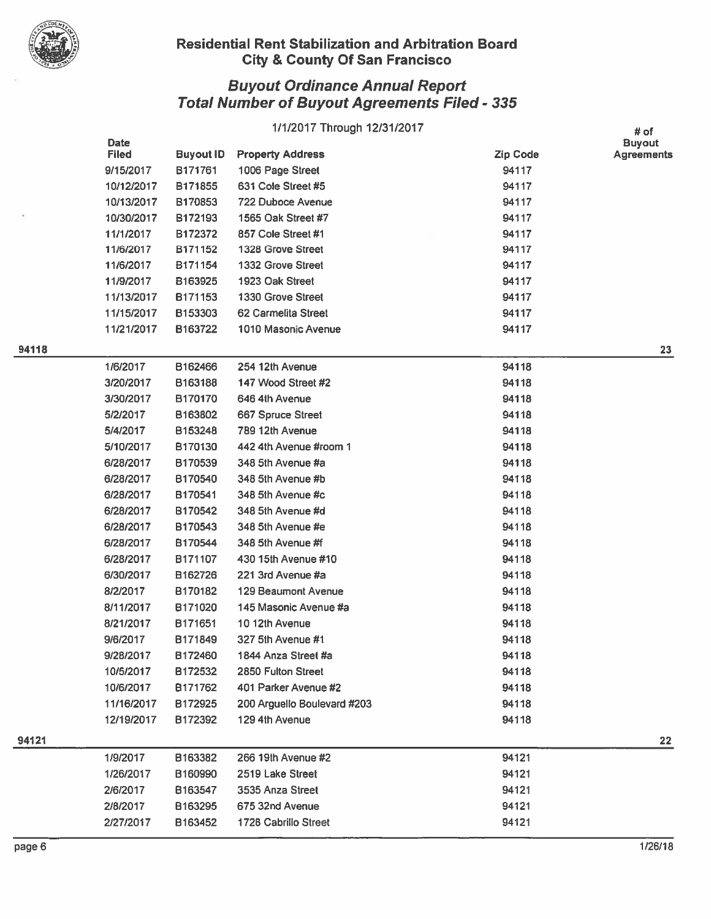## Residential Rent Stabilization and Arbitration Board
## City & County Of San Francisco

### *Buyout Ordinance Annual Report*
### *Total Number of Buyout Agreements Filed - 335*

1/1/2017 Through 12/31/2017

| | Date Filed | Buyout ID | Property Address | Zip Code | # of Buyout Agreements |
|---|---|---|---|---|---|
| | 9/15/2017 | B171761 | 1006 Page Street | 94117 | |
| | 10/12/2017 | B171855 | 631 Cole Street #5 | 94117 | |
| | 10/13/2017 | B170853 | 722 Duboce Avenue | 94117 | |
| | 10/30/2017 | B172193 | 1565 Oak Street #7 | 94117 | |
| | 11/1/2017 | B172372 | 857 Cole Street #1 | 94117 | |
| | 11/6/2017 | B171152 | 1328 Grove Street | 94117 | |
| | 11/6/2017 | B171154 | 1332 Grove Street | 94117 | |
| | 11/9/2017 | B163925 | 1923 Oak Street | 94117 | |
| | 11/13/2017 | B171153 | 1330 Grove Street | 94117 | |
| | 11/15/2017 | B153303 | 62 Carmelita Street | 94117 | |
| | 11/21/2017 | B163722 | 1010 Masonic Avenue | 94117 | |
| **94118** | | | | | **23** |
| | 1/6/2017 | B162466 | 254 12th Avenue | 94118 | |
| | 3/20/2017 | B163188 | 147 Wood Street #2 | 94118 | |
| | 3/30/2017 | B170170 | 646 4th Avenue | 94118 | |
| | 5/2/2017 | B163802 | 667 Spruce Street | 94118 | |
| | 5/4/2017 | B153248 | 789 12th Avenue | 94118 | |
| | 5/10/2017 | B170130 | 442 4th Avenue #room 1 | 94118 | |
| | 6/28/2017 | B170539 | 348 5th Avenue #a | 94118 | |
| | 6/28/2017 | B170540 | 348 5th Avenue #b | 94118 | |
| | 6/28/2017 | B170541 | 348 5th Avenue #c | 94118 | |
| | 6/28/2017 | B170542 | 348 5th Avenue #d | 94118 | |
| | 6/28/2017 | B170543 | 348 5th Avenue #e | 94118 | |
| | 6/28/2017 | B170544 | 348 5th Avenue #f | 94118 | |
| | 6/28/2017 | B171107 | 430 15th Avenue #10 | 94118 | |
| | 6/30/2017 | B162726 | 221 3rd Avenue #a | 94118 | |
| | 8/2/2017 | B170182 | 129 Beaumont Avenue | 94118 | |
| | 8/11/2017 | B171020 | 145 Masonic Avenue #a | 94118 | |
| | 8/21/2017 | B171651 | 10 12th Avenue | 94118 | |
| | 9/6/2017 | B171849 | 327 5th Avenue #1 | 94118 | |
| | 9/28/2017 | B172460 | 1844 Anza Street #a | 94118 | |
| | 10/5/2017 | B172532 | 2850 Fulton Street | 94118 | |
| | 10/6/2017 | B171762 | 401 Parker Avenue #2 | 94118 | |
| | 11/16/2017 | B172925 | 200 Arguello Boulevard #203 | 94118 | |
| | 12/19/2017 | B172392 | 129 4th Avenue | 94118 | |
| **94121** | | | | | **22** |
| | 1/9/2017 | B163382 | 266 19th Avenue #2 | 94121 | |
| | 1/26/2017 | B160990 | 2519 Lake Street | 94121 | |
| | 2/6/2017 | B163547 | 3535 Anza Street | 94121 | |
| | 2/8/2017 | B163295 | 675 32nd Avenue | 94121 | |
| | 2/27/2017 | B163452 | 1728 Cabrillo Street | 94121 | |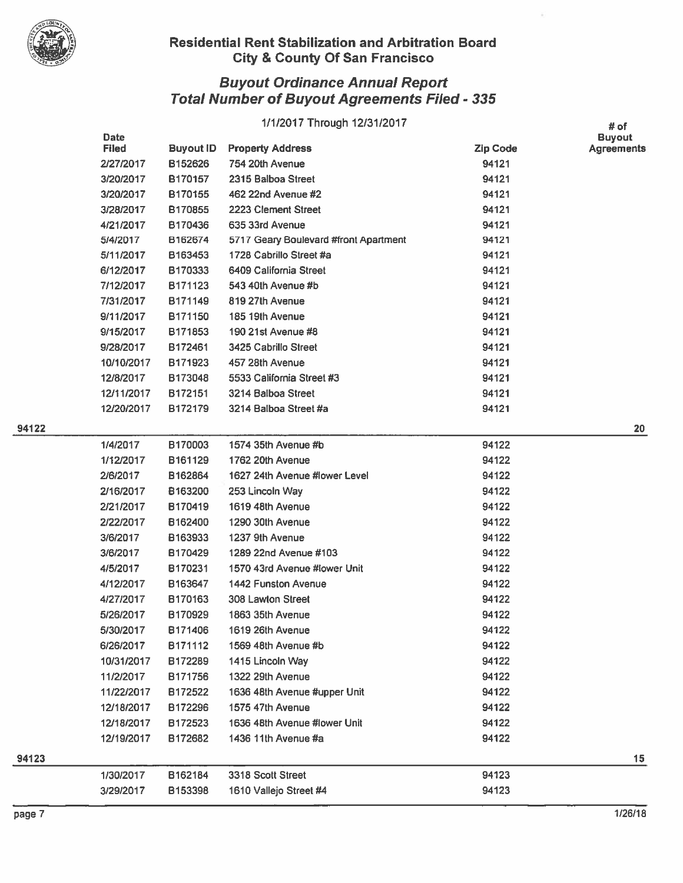## Residential Rent Stabilization and Arbitration Board
## City & County Of San Francisco

### *Buyout Ordinance Annual Report*
### *Total Number of Buyout Agreements Filed - 335*

1/1/2017 Through 12/31/2017

| | Date Filed | Buyout ID | Property Address | Zip Code | # of Buyout Agreements |
|---|---|---|---|---|---|
| | 2/27/2017 | B152626 | 754 20th Avenue | 94121 | |
| | 3/20/2017 | B170157 | 2315 Balboa Street | 94121 | |
| | 3/20/2017 | B170155 | 462 22nd Avenue #2 | 94121 | |
| | 3/28/2017 | B170855 | 2223 Clement Street | 94121 | |
| | 4/21/2017 | B170436 | 635 33rd Avenue | 94121 | |
| | 5/4/2017 | B162674 | 5717 Geary Boulevard #front Apartment | 94121 | |
| | 5/11/2017 | B163453 | 1728 Cabrillo Street #a | 94121 | |
| | 6/12/2017 | B170333 | 6409 California Street | 94121 | |
| | 7/12/2017 | B171123 | 543 40th Avenue #b | 94121 | |
| | 7/31/2017 | B171149 | 819 27th Avenue | 94121 | |
| | 9/11/2017 | B171150 | 185 19th Avenue | 94121 | |
| | 9/15/2017 | B171853 | 190 21st Avenue #8 | 94121 | |
| | 9/28/2017 | B172461 | 3425 Cabrillo Street | 94121 | |
| | 10/10/2017 | B171923 | 457 28th Avenue | 94121 | |
| | 12/8/2017 | B173048 | 5533 California Street #3 | 94121 | |
| | 12/11/2017 | B172151 | 3214 Balboa Street | 94121 | |
| | 12/20/2017 | B172179 | 3214 Balboa Street #a | 94121 | |
| **94122** | | | | | **20** |
| | 1/4/2017 | B170003 | 1574 35th Avenue #b | 94122 | |
| | 1/12/2017 | B161129 | 1762 20th Avenue | 94122 | |
| | 2/6/2017 | B162864 | 1627 24th Avenue #lower Level | 94122 | |
| | 2/16/2017 | B163200 | 253 Lincoln Way | 94122 | |
| | 2/21/2017 | B170419 | 1619 48th Avenue | 94122 | |
| | 2/22/2017 | B162400 | 1290 30th Avenue | 94122 | |
| | 3/6/2017 | B163933 | 1237 9th Avenue | 94122 | |
| | 3/6/2017 | B170429 | 1289 22nd Avenue #103 | 94122 | |
| | 4/5/2017 | B170231 | 1570 43rd Avenue #lower Unit | 94122 | |
| | 4/12/2017 | B163647 | 1442 Funston Avenue | 94122 | |
| | 4/27/2017 | B170163 | 308 Lawton Street | 94122 | |
| | 5/26/2017 | B170929 | 1863 35th Avenue | 94122 | |
| | 5/30/2017 | B171406 | 1619 26th Avenue | 94122 | |
| | 6/26/2017 | B171112 | 1569 48th Avenue #b | 94122 | |
| | 10/31/2017 | B172289 | 1415 Lincoln Way | 94122 | |
| | 11/2/2017 | B171756 | 1322 29th Avenue | 94122 | |
| | 11/22/2017 | B172522 | 1636 48th Avenue #upper Unit | 94122 | |
| | 12/18/2017 | B172296 | 1575 47th Avenue | 94122 | |
| | 12/18/2017 | B172523 | 1636 48th Avenue #lower Unit | 94122 | |
| | 12/19/2017 | B172682 | 1436 11th Avenue #a | 94122 | |
| **94123** | | | | | **15** |
| | 1/30/2017 | B162184 | 3318 Scott Street | 94123 | |
| | 3/29/2017 | B153398 | 1610 Vallejo Street #4 | 94123 | |

1/26/18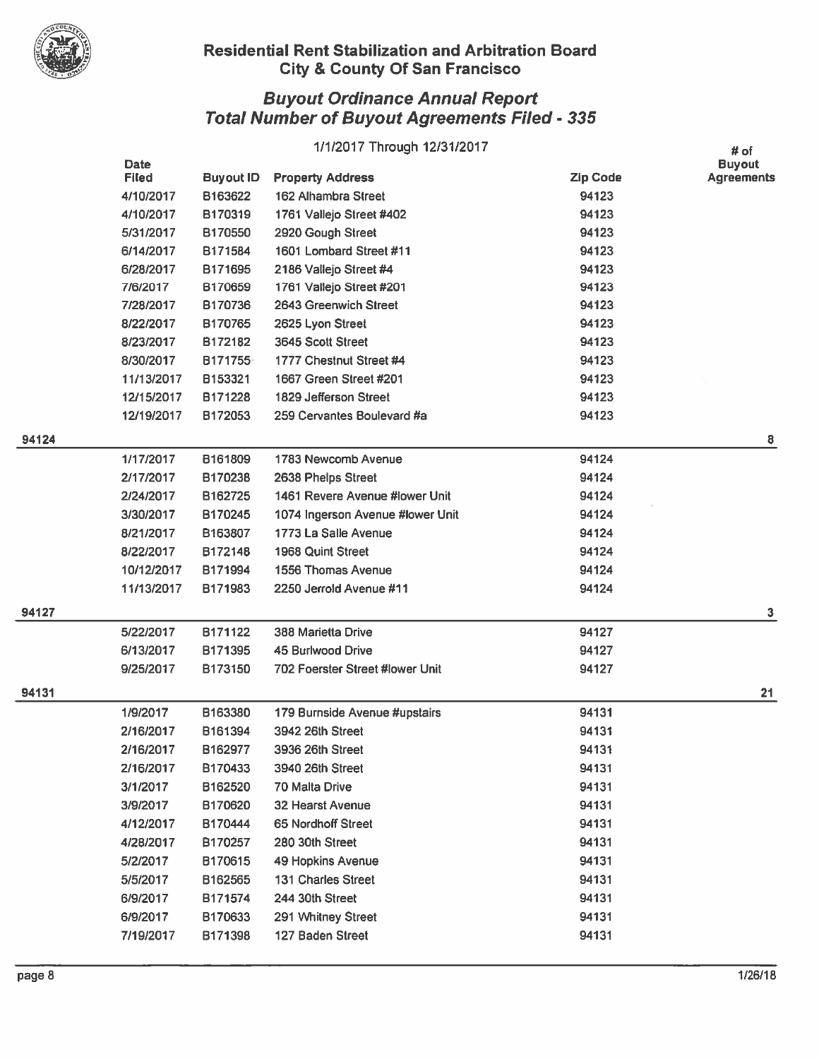## Residential Rent Stabilization and Arbitration Board
## City & County Of San Francisco

### *Buyout Ordinance Annual Report*
### *Total Number of Buyout Agreements Filed - 335*

1/1/2017 Through 12/31/2017

| | Date Filed | Buyout ID | Property Address | Zip Code | # of Buyout Agreements |
|---|---|---|---|---|---|
| | 4/10/2017 | B163622 | 162 Alhambra Street | 94123 | |
| | 4/10/2017 | B170319 | 1761 Vallejo Street #402 | 94123 | |
| | 5/31/2017 | B170550 | 2920 Gough Street | 94123 | |
| | 6/14/2017 | B171584 | 1601 Lombard Street #11 | 94123 | |
| | 6/28/2017 | B171695 | 2186 Vallejo Street #4 | 94123 | |
| | 7/6/2017 | B170659 | 1761 Vallejo Street #201 | 94123 | |
| | 7/28/2017 | B170736 | 2643 Greenwich Street | 94123 | |
| | 8/22/2017 | B170765 | 2625 Lyon Street | 94123 | |
| | 8/23/2017 | B172182 | 3645 Scott Street | 94123 | |
| | 8/30/2017 | B171755 | 1777 Chestnut Street #4 | 94123 | |
| | 11/13/2017 | B153321 | 1667 Green Street #201 | 94123 | |
| | 12/15/2017 | B171228 | 1829 Jefferson Street | 94123 | |
| | 12/19/2017 | B172053 | 259 Cervantes Boulevard #a | 94123 | |
| 94124 | | | | | 8 |
| | 1/17/2017 | B161809 | 1783 Newcomb Avenue | 94124 | |
| | 2/17/2017 | B170238 | 2638 Phelps Street | 94124 | |
| | 2/24/2017 | B162725 | 1461 Revere Avenue #lower Unit | 94124 | |
| | 3/30/2017 | B170245 | 1074 Ingerson Avenue #lower Unit | 94124 | |
| | 8/21/2017 | B163807 | 1773 La Salle Avenue | 94124 | |
| | 8/22/2017 | B172148 | 1968 Quint Street | 94124 | |
| | 10/12/2017 | B171994 | 1556 Thomas Avenue | 94124 | |
| | 11/13/2017 | B171983 | 2250 Jerrold Avenue #11 | 94124 | |
| 94127 | | | | | 3 |
| | 5/22/2017 | B171122 | 388 Marietta Drive | 94127 | |
| | 6/13/2017 | B171395 | 45 Burlwood Drive | 94127 | |
| | 9/25/2017 | B173150 | 702 Foerster Street #lower Unit | 94127 | |
| 94131 | | | | | 21 |
| | 1/9/2017 | B163380 | 179 Burnside Avenue #upstairs | 94131 | |
| | 2/16/2017 | B161394 | 3942 26th Street | 94131 | |
| | 2/16/2017 | B162977 | 3936 26th Street | 94131 | |
| | 2/16/2017 | B170433 | 3940 26th Street | 94131 | |
| | 3/1/2017 | B162520 | 70 Malta Drive | 94131 | |
| | 3/9/2017 | B170620 | 32 Hearst Avenue | 94131 | |
| | 4/12/2017 | B170444 | 65 Nordhoff Street | 94131 | |
| | 4/28/2017 | B170257 | 280 30th Street | 94131 | |
| | 5/2/2017 | B170615 | 49 Hopkins Avenue | 94131 | |
| | 5/5/2017 | B162565 | 131 Charles Street | 94131 | |
| | 6/9/2017 | B171574 | 244 30th Street | 94131 | |
| | 6/9/2017 | B170633 | 291 Whitney Street | 94131 | |
| | 7/19/2017 | B171398 | 127 Baden Street | 94131 | |

1/26/18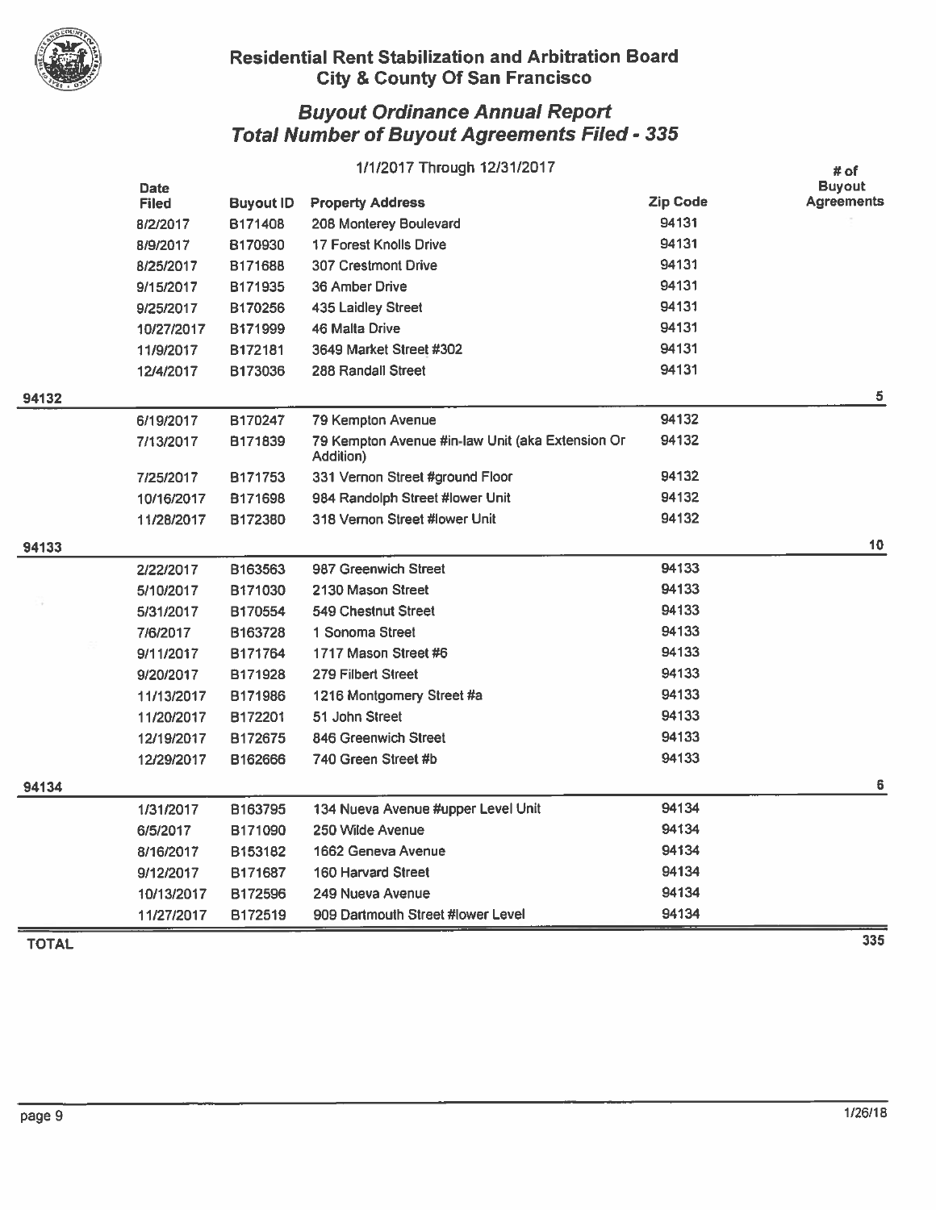## Residential Rent Stabilization and Arbitration Board
## City & County Of San Francisco

### *Buyout Ordinance Annual Report*
### *Total Number of Buyout Agreements Filed - 335*

1/1/2017 Through 12/31/2017

| | Date Filed | Buyout ID | Property Address | Zip Code | # of Buyout Agreements |
|---|---|---|---|---|---|
| | 8/2/2017 | B171408 | 208 Monterey Boulevard | 94131 | |
| | 8/9/2017 | B170930 | 17 Forest Knolls Drive | 94131 | |
| | 8/25/2017 | B171688 | 307 Crestmont Drive | 94131 | |
| | 9/15/2017 | B171935 | 36 Amber Drive | 94131 | |
| | 9/25/2017 | B170256 | 435 Laidley Street | 94131 | |
| | 10/27/2017 | B171999 | 46 Malta Drive | 94131 | |
| | 11/9/2017 | B172181 | 3649 Market Street #302 | 94131 | |
| | 12/4/2017 | B173036 | 288 Randall Street | 94131 | |
| 94132 | | | | | 5 |
| | 6/19/2017 | B170247 | 79 Kempton Avenue | 94132 | |
| | 7/13/2017 | B171839 | 79 Kempton Avenue #in-law Unit (aka Extension Or Addition) | 94132 | |
| | 7/25/2017 | B171753 | 331 Vernon Street #ground Floor | 94132 | |
| | 10/16/2017 | B171698 | 984 Randolph Street #lower Unit | 94132 | |
| | 11/28/2017 | B172380 | 318 Vernon Street #lower Unit | 94132 | |
| 94133 | | | | | 10 |
| | 2/22/2017 | B163563 | 987 Greenwich Street | 94133 | |
| | 5/10/2017 | B171030 | 2130 Mason Street | 94133 | |
| | 5/31/2017 | B170554 | 549 Chestnut Street | 94133 | |
| | 7/6/2017 | B163728 | 1 Sonoma Street | 94133 | |
| | 9/11/2017 | B171764 | 1717 Mason Street #6 | 94133 | |
| | 9/20/2017 | B171928 | 279 Filbert Street | 94133 | |
| | 11/13/2017 | B171986 | 1216 Montgomery Street #a | 94133 | |
| | 11/20/2017 | B172201 | 51 John Street | 94133 | |
| | 12/19/2017 | B172675 | 846 Greenwich Street | 94133 | |
| | 12/29/2017 | B162666 | 740 Green Street #b | 94133 | |
| 94134 | | | | | 6 |
| | 1/31/2017 | B163795 | 134 Nueva Avenue #upper Level Unit | 94134 | |
| | 6/5/2017 | B171090 | 250 Wilde Avenue | 94134 | |
| | 8/16/2017 | B153182 | 1662 Geneva Avenue | 94134 | |
| | 9/12/2017 | B171687 | 160 Harvard Street | 94134 | |
| | 10/13/2017 | B172596 | 249 Nueva Avenue | 94134 | |
| | 11/27/2017 | B172519 | 909 Dartmouth Street #lower Level | 94134 | |
| **TOTAL** | | | | | 335 |

1/26/18